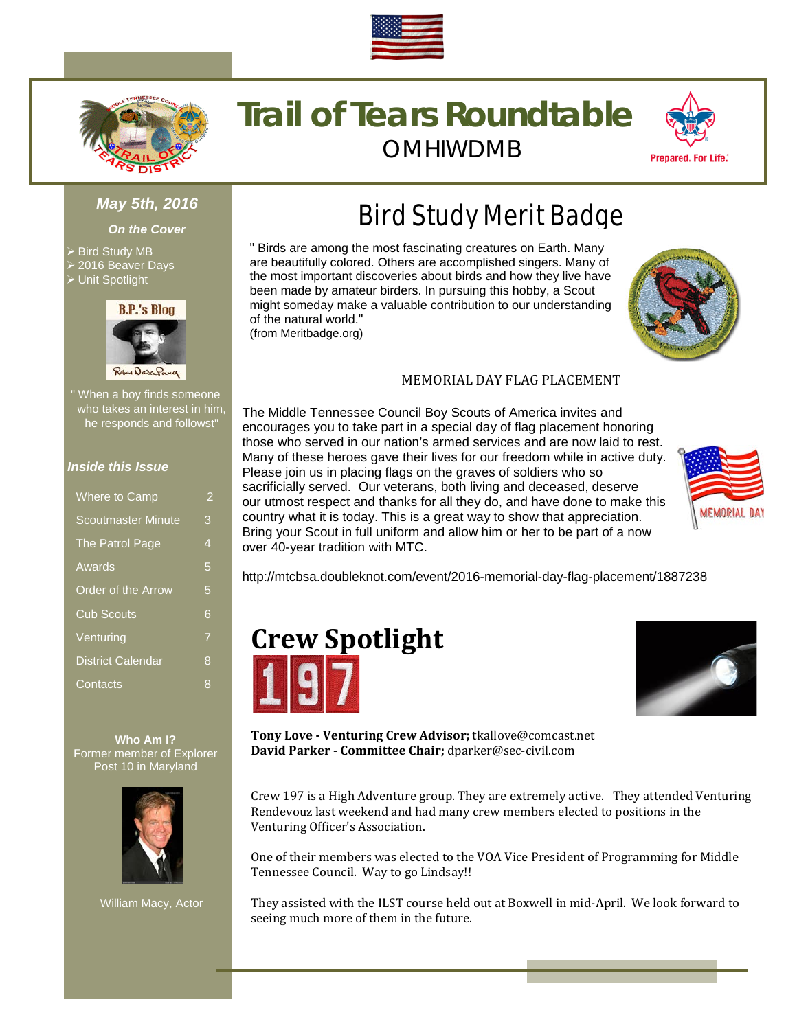# Trail of Tears Roundtable

OMHIWDMB

*May 5th, 2016*

***On the Cover***

- Bird Study MB
- 2016 Beaver Days
- Unit Spotlight

B.P.'s Blog

" When a boy finds someone who takes an interest in him, he responds and followst"

***Inside this Issue***

| | |
|---|---|
| Where to Camp | 2 |
| Scoutmaster Minute | 3 |
| The Patrol Page | 4 |
| Awards | 5 |
| Order of the Arrow | 5 |
| Cub Scouts | 6 |
| Venturing | 7 |
| District Calendar | 8 |
| Contacts | 8 |

**Who Am I?**
Former member of Explorer Post 10 in Maryland

William Macy, Actor

## Bird Study Merit Badge

" Birds are among the most fascinating creatures on Earth. Many are beautifully colored. Others are accomplished singers. Many of the most important discoveries about birds and how they live have been made by amateur birders. In pursuing this hobby, a Scout might someday make a valuable contribution to our understanding of the natural world."
(from Meritbadge.org)

### MEMORIAL DAY FLAG PLACEMENT

The Middle Tennessee Council Boy Scouts of America invites and encourages you to take part in a special day of flag placement honoring those who served in our nation's armed services and are now laid to rest. Many of these heroes gave their lives for our freedom while in active duty. Please join us in placing flags on the graves of soldiers who so sacrificially served. Our veterans, both living and deceased, deserve our utmost respect and thanks for all they do, and have done to make this country what it is today. This is a great way to show that appreciation. Bring your Scout in full uniform and allow him or her to be part of a now over 40-year tradition with MTC.

http://mtcbsa.doubleknot.com/event/2016-memorial-day-flag-placement/1887238

## Crew Spotlight

197

**Tony Love - Venturing Crew Advisor;** tkallove@comcast.net
**David Parker - Committee Chair;** dparker@sec-civil.com

Crew 197 is a High Adventure group. They are extremely active. They attended Venturing Rendevouz last weekend and had many crew members elected to positions in the Venturing Officer's Association.

One of their members was elected to the VOA Vice President of Programming for Middle Tennessee Council. Way to go Lindsay!!

They assisted with the ILST course held out at Boxwell in mid-April. We look forward to seeing much more of them in the future.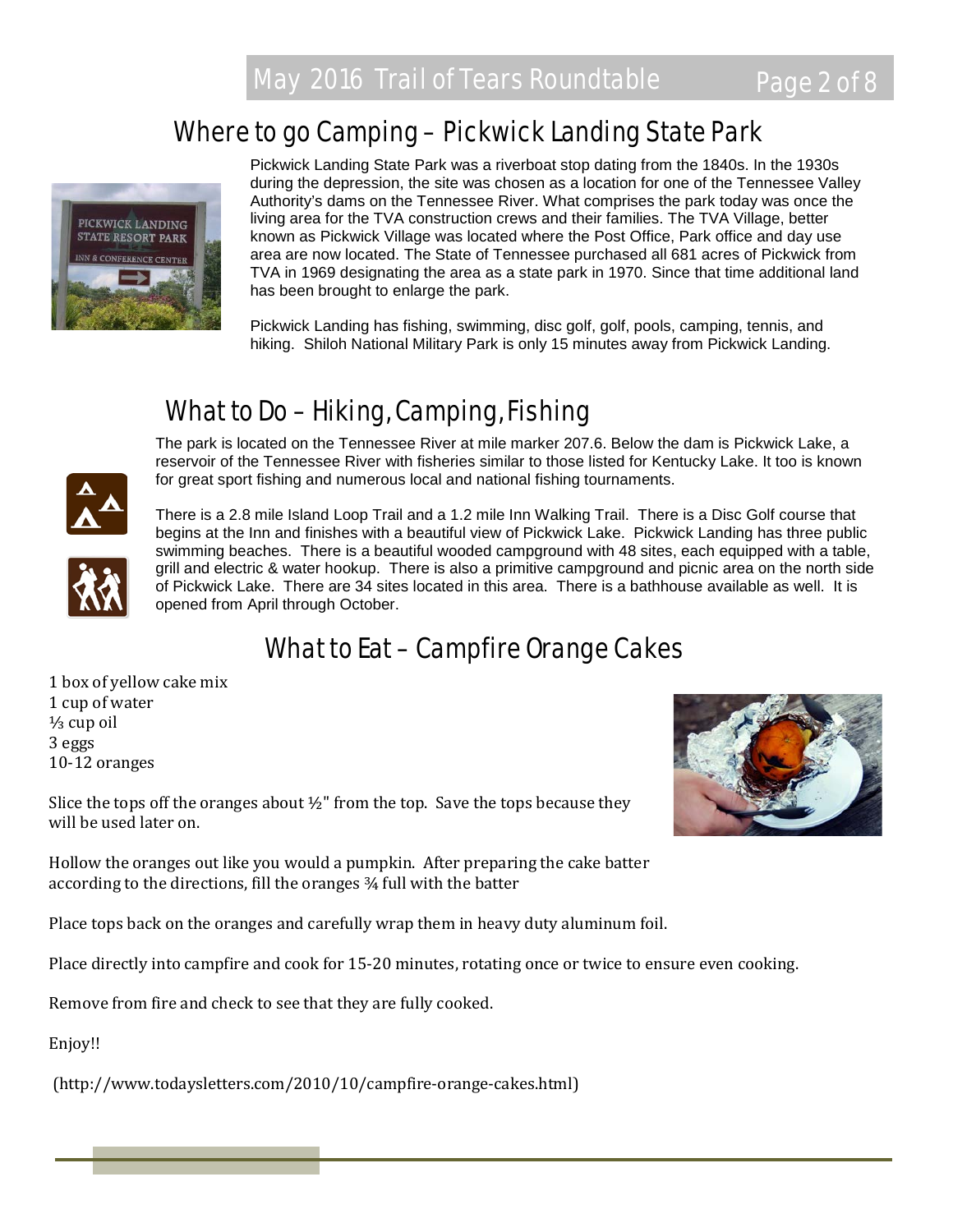## Where to go Camping – Pickwick Landing State Park

Pickwick Landing State Park was a riverboat stop dating from the 1840s. In the 1930s during the depression, the site was chosen as a location for one of the Tennessee Valley Authority's dams on the Tennessee River. What comprises the park today was once the living area for the TVA construction crews and their families. The TVA Village, better known as Pickwick Village was located where the Post Office, Park office and day use area are now located. The State of Tennessee purchased all 681 acres of Pickwick from TVA in 1969 designating the area as a state park in 1970. Since that time additional land has been brought to enlarge the park.

Pickwick Landing has fishing, swimming, disc golf, golf, pools, camping, tennis, and hiking. Shiloh National Military Park is only 15 minutes away from Pickwick Landing.

## What to Do – Hiking, Camping, Fishing

The park is located on the Tennessee River at mile marker 207.6. Below the dam is Pickwick Lake, a reservoir of the Tennessee River with fisheries similar to those listed for Kentucky Lake. It too is known for great sport fishing and numerous local and national fishing tournaments.

There is a 2.8 mile Island Loop Trail and a 1.2 mile Inn Walking Trail. There is a Disc Golf course that begins at the Inn and finishes with a beautiful view of Pickwick Lake. Pickwick Landing has three public swimming beaches. There is a beautiful wooded campground with 48 sites, each equipped with a table, grill and electric & water hookup. There is also a primitive campground and picnic area on the north side of Pickwick Lake. There are 34 sites located in this area. There is a bathhouse available as well. It is opened from April through October.

## What to Eat – Campfire Orange Cakes

1 box of yellow cake mix
1 cup of water
⅓ cup oil
3 eggs
10-12 oranges

Slice the tops off the oranges about ½" from the top. Save the tops because they will be used later on.

Hollow the oranges out like you would a pumpkin. After preparing the cake batter according to the directions, fill the oranges ¾ full with the batter

Place tops back on the oranges and carefully wrap them in heavy duty aluminum foil.

Place directly into campfire and cook for 15-20 minutes, rotating once or twice to ensure even cooking.

Remove from fire and check to see that they are fully cooked.

Enjoy!!

(http://www.todaysletters.com/2010/10/campfire-orange-cakes.html)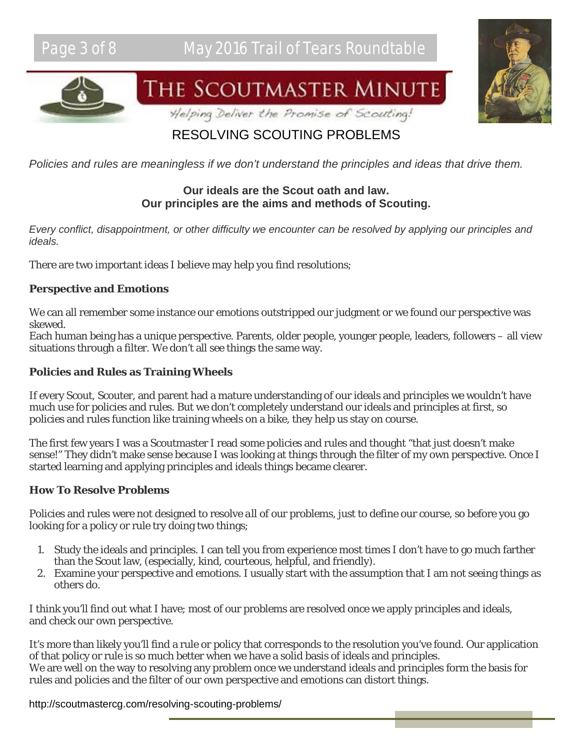# THE SCOUTMASTER MINUTE

*Helping Deliver the Promise of Scouting!*

## RESOLVING SCOUTING PROBLEMS

*Policies and rules are meaningless if we don't understand the principles and ideas that drive them.*

**Our ideals are the Scout oath and law.**
**Our principles are the aims and methods of Scouting.**

*Every conflict, disappointment, or other difficulty we encounter can be resolved by applying our principles and ideals.*

There are two important ideas I believe may help you find resolutions;

### Perspective and Emotions

We can all remember some instance our emotions outstripped our judgment or we found our perspective was skewed.
Each human being has a unique perspective. Parents, older people, younger people, leaders, followers – all view situations through a filter. We don't all see things the same way.

### Policies and Rules as Training Wheels

If every Scout, Scouter, and parent had a mature understanding of our ideals and principles we wouldn't have much use for policies and rules. But we don't completely understand our ideals and principles at first, so policies and rules function like training wheels on a bike, they help us stay on course.

The first few years I was a Scoutmaster I read some policies and rules and thought "that just doesn't make sense!" They didn't make sense because I was looking at things through the filter of my own perspective. Once I started learning and applying principles and ideals things became clearer.

### How To Resolve Problems

Policies and rules were not designed to resolve *all* of our problems, just to define our course, so before you go looking for a policy or rule try doing two things;

1. Study the ideals and principles. I can tell you from experience most times I don't have to go much farther than the Scout law, (especially, kind, courteous, helpful, and friendly).
2. Examine your perspective and emotions. I usually start with the assumption that I am not seeing things as others do.

I think you'll find out what I have; most of our problems are resolved once we apply principles and ideals, and check our own perspective.

It's more than likely you'll find a rule or policy that corresponds to the resolution you've found. Our application of that policy or rule is so much better when we have a solid basis of ideals and principles.
We are well on the way to resolving any problem once we understand ideals and principles form the basis for rules and policies and the filter of our own perspective and emotions can distort things.

http://scoutmastercg.com/resolving-scouting-problems/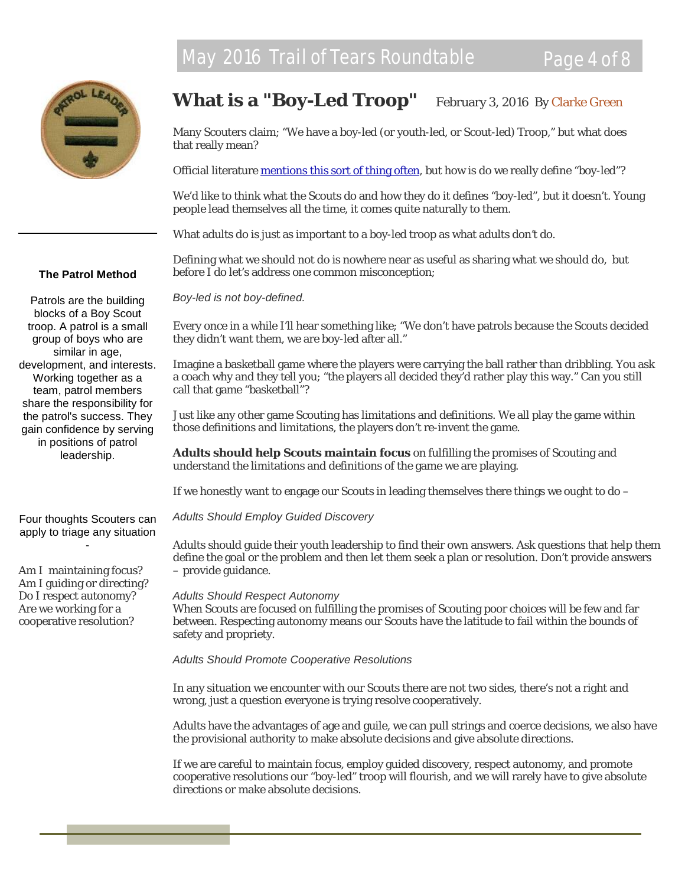# What is a "Boy-Led Troop"

February 3, 2016 By Clarke Green

Many Scouters claim; "We have a boy-led (or youth-led, or Scout-led) Troop," but what does that really mean?

Official literature mentions this sort of thing often, but how is do we really define "boy-led"?

We'd like to think what the Scouts do and how they do it defines "boy-led", but it doesn't. Young people lead themselves all the time, it comes quite naturally to them.

What adults do is just as important to a boy-led troop as what adults don't do.

Defining what we should not do is nowhere near as useful as sharing what we should do, but before I do let's address one common misconception;

*Boy-led is not boy-defined.*

Every once in a while I'll hear something like; "We don't have patrols because the Scouts decided they didn't want them, we are boy-led after all."

Imagine a basketball game where the players were carrying the ball rather than dribbling. You ask a coach why and they tell you; "the players all decided they'd rather play this way." Can you still call that game "basketball"?

Just like any other game Scouting has limitations and definitions. We all play the game within those definitions and limitations, the players don't re-invent the game.

**Adults should help Scouts maintain focus** on fulfilling the promises of Scouting and understand the limitations and definitions of the game we are playing.

If we honestly want to engage our Scouts in leading themselves there things we ought to do –

*Adults Should Employ Guided Discovery*

Adults should guide their youth leadership to find their own answers. Ask questions that help them define the goal or the problem and then let them seek a plan or resolution. Don't provide answers – provide guidance.

*Adults Should Respect Autonomy*

When Scouts are focused on fulfilling the promises of Scouting poor choices will be few and far between. Respecting autonomy means our Scouts have the latitude to fail within the bounds of safety and propriety.

*Adults Should Promote Cooperative Resolutions*

In any situation we encounter with our Scouts there are not two sides, there's not a right and wrong, just a question everyone is trying resolve cooperatively.

Adults have the advantages of age and guile, we can pull strings and coerce decisions, we also have the provisional authority to make absolute decisions and give absolute directions.

If we are careful to maintain focus, employ guided discovery, respect autonomy, and promote cooperative resolutions our "boy-led" troop will flourish, and we will rarely have to give absolute directions or make absolute decisions.

---

**The Patrol Method**

Patrols are the building blocks of a Boy Scout troop. A patrol is a small group of boys who are similar in age, development, and interests. Working together as a team, patrol members share the responsibility for the patrol's success. They gain confidence by serving in positions of patrol leadership.

Four thoughts Scouters can apply to triage any situation -

Am I maintaining focus?
Am I guiding or directing?
Do I respect autonomy?
Are we working for a cooperative resolution?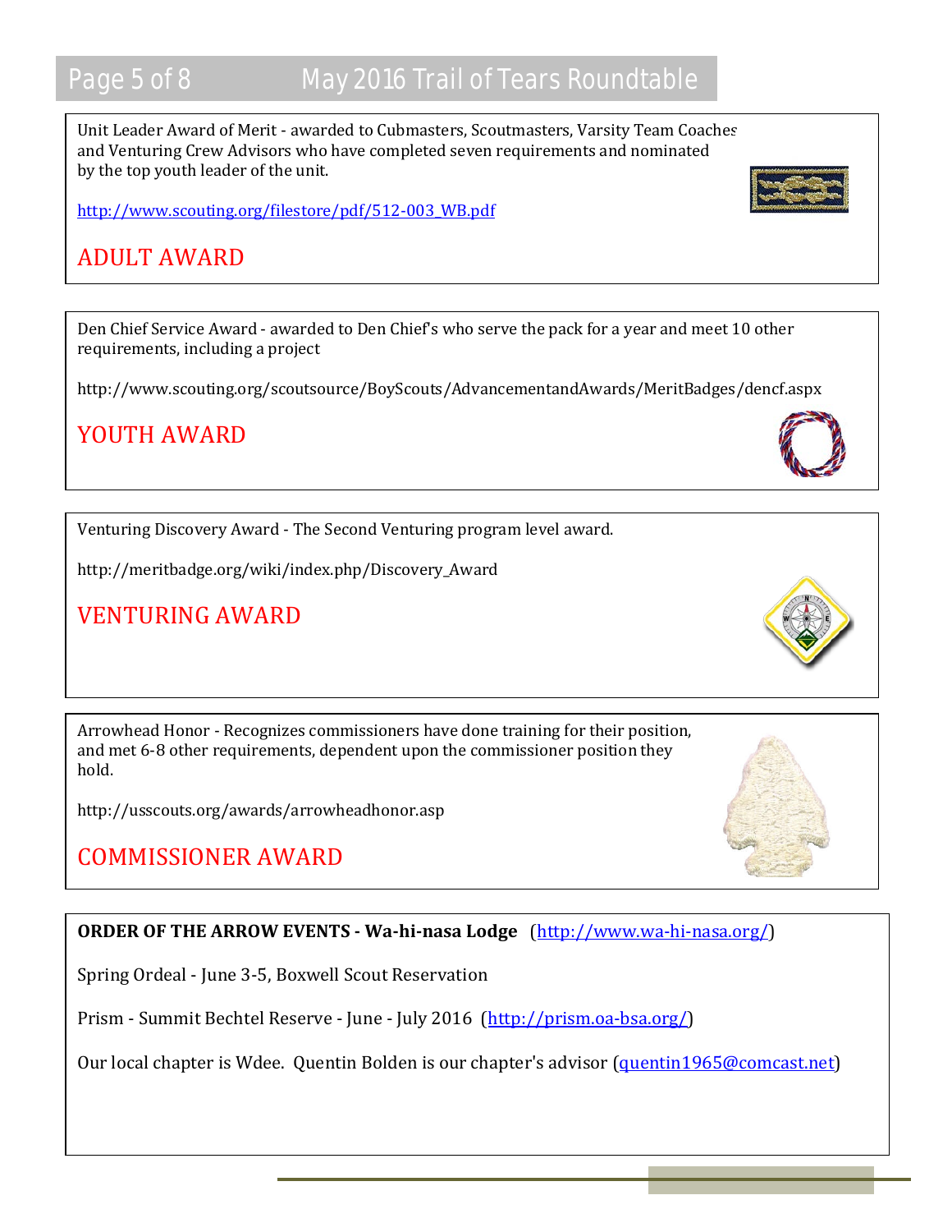Unit Leader Award of Merit - awarded to Cubmasters, Scoutmasters, Varsity Team Coaches and Venturing Crew Advisors who have completed seven requirements and nominated by the top youth leader of the unit.

http://www.scouting.org/filestore/pdf/512-003_WB.pdf

## ADULT AWARD

---

Den Chief Service Award - awarded to Den Chief's who serve the pack for a year and meet 10 other requirements, including a project

http://www.scouting.org/scoutsource/BoyScouts/AdvancementandAwards/MeritBadges/dencf.aspx

## YOUTH AWARD

---

Venturing Discovery Award - The Second Venturing program level award.

http://meritbadge.org/wiki/index.php/Discovery_Award

## VENTURING AWARD

---

Arrowhead Honor - Recognizes commissioners have done training for their position, and met 6-8 other requirements, dependent upon the commissioner position they hold.

http://usscouts.org/awards/arrowheadhonor.asp

## COMMISSIONER AWARD

---

**ORDER OF THE ARROW EVENTS - Wa-hi-nasa Lodge** (http://www.wa-hi-nasa.org/)

Spring Ordeal - June 3-5, Boxwell Scout Reservation

Prism - Summit Bechtel Reserve - June - July 2016 (http://prism.oa-bsa.org/)

Our local chapter is Wdee. Quentin Bolden is our chapter's advisor (quentin1965@comcast.net)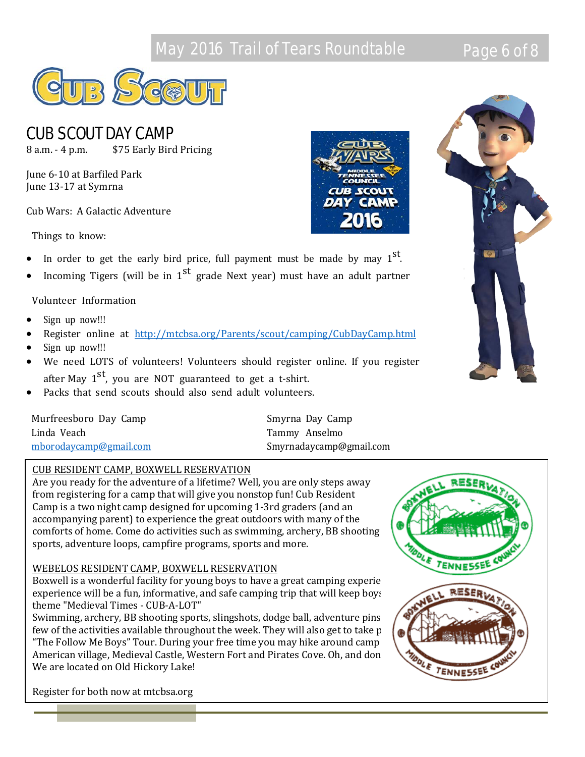# CUB SCOUT DAY CAMP

8 a.m. - 4 p.m. $75 Early Bird Pricing

June 6-10 at Barfiled Park
June 13-17 at Symrna

Cub Wars: A Galactic Adventure

Things to know:

- In order to get the early bird price, full payment must be made by may 1st.
- Incoming Tigers (will be in 1st grade Next year) must have an adult partner

Volunteer Information

- Sign up now!!!
- Register online at http://mtcbsa.org/Parents/scout/camping/CubDayCamp.html
- Sign up now!!!
- We need LOTS of volunteers! Volunteers should register online. If you register after May 1st, you are NOT guaranteed to get a t-shirt.
- Packs that send scouts should also send adult volunteers.

Murfreesboro Day Camp
Linda Veach
mborodaycamp@gmail.com

Smyrna Day Camp
Tammy Anselmo
Smyrnadaycamp@gmail.com

## CUB RESIDENT CAMP, BOXWELL RESERVATION

Are you ready for the adventure of a lifetime? Well, you are only steps away from registering for a camp that will give you nonstop fun! Cub Resident Camp is a two night camp designed for upcoming 1-3rd graders (and an accompanying parent) to experience the great outdoors with many of the comforts of home. Come do activities such as swimming, archery, BB shooting sports, adventure loops, campfire programs, sports and more.

## WEBELOS RESIDENT CAMP, BOXWELL RESERVATION

Boxwell is a wonderful facility for young boys to have a great camping experie
experience will be a fun, informative, and safe camping trip that will keep boy
theme "Medieval Times - CUB-A-LOT"
Swimming, archery, BB shooting sports, slingshots, dodge ball, adventure pins
few of the activities available throughout the week. They will also get to take p
"The Follow Me Boys" Tour. During your free time you may hike around camp
American village, Medieval Castle, Western Fort and Pirates Cove. Oh, and don
We are located on Old Hickory Lake!

Register for both now at mtcbsa.org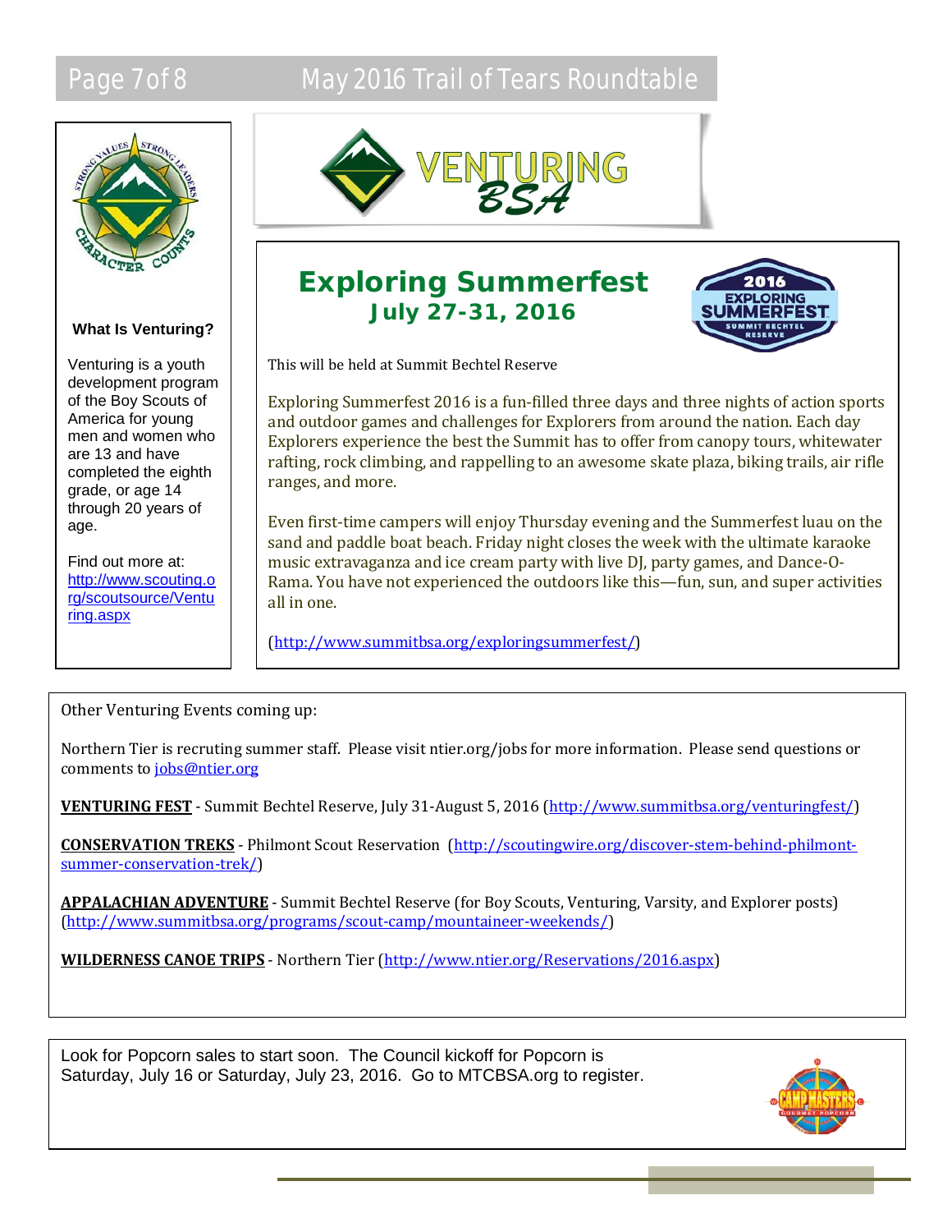# VENTURING BSA

## What Is Venturing?

Venturing is a youth development program of the Boy Scouts of America for young men and women who are 13 and have completed the eighth grade, or age 14 through 20 years of age.

Find out more at: http://www.scouting.org/scoutsource/Venturing.aspx

## Exploring Summerfest

### July 27-31, 2016

This will be held at Summit Bechtel Reserve

Exploring Summerfest 2016 is a fun-filled three days and three nights of action sports and outdoor games and challenges for Explorers from around the nation. Each day Explorers experience the best the Summit has to offer from canopy tours, whitewater rafting, rock climbing, and rappelling to an awesome skate plaza, biking trails, air rifle ranges, and more.

Even first-time campers will enjoy Thursday evening and the Summerfest luau on the sand and paddle boat beach. Friday night closes the week with the ultimate karaoke music extravaganza and ice cream party with live DJ, party games, and Dance-O-Rama. You have not experienced the outdoors like this—fun, sun, and super activities all in one.

(http://www.summitbsa.org/exploringsummerfest/)

Other Venturing Events coming up:

Northern Tier is recruting summer staff. Please visit ntier.org/jobs for more information. Please send questions or comments to jobs@ntier.org

**VENTURING FEST** - Summit Bechtel Reserve, July 31-August 5, 2016 (http://www.summitbsa.org/venturingfest/)

**CONSERVATION TREKS** - Philmont Scout Reservation (http://scoutingwire.org/discover-stem-behind-philmont-summer-conservation-trek/)

**APPALACHIAN ADVENTURE** - Summit Bechtel Reserve (for Boy Scouts, Venturing, Varsity, and Explorer posts) (http://www.summitbsa.org/programs/scout-camp/mountaineer-weekends/)

**WILDERNESS CANOE TRIPS** - Northern Tier (http://www.ntier.org/Reservations/2016.aspx)

Look for Popcorn sales to start soon. The Council kickoff for Popcorn is Saturday, July 16 or Saturday, July 23, 2016. Go to MTCBSA.org to register.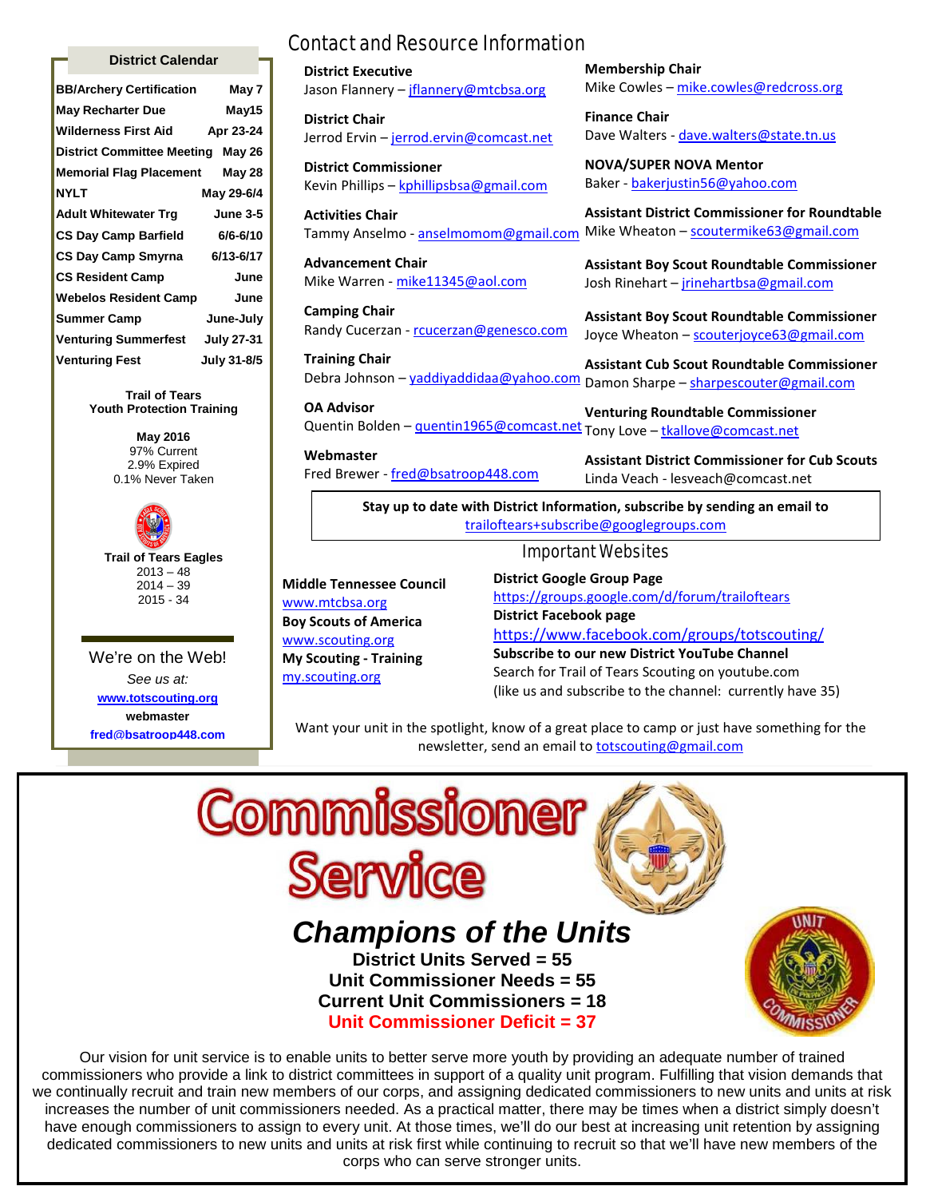## District Calendar

| | |
|---|---|
| BB/Archery Certification | May 7 |
| May Recharter Due | May15 |
| Wilderness First Aid | Apr 23-24 |
| District Committee Meeting | May 26 |
| Memorial Flag Placement | May 28 |
| NYLT | May 29-6/4 |
| Adult Whitewater Trg | June 3-5 |
| CS Day Camp Barfield | 6/6-6/10 |
| CS Day Camp Smyrna | 6/13-6/17 |
| CS Resident Camp | June |
| Webelos Resident Camp | June |
| Summer Camp | June-July |
| Venturing Summerfest | July 27-31 |
| Venturing Fest | July 31-8/5 |

**Trail of Tears Youth Protection Training**

**May 2016**
97% Current
2.9% Expired
0.1% Never Taken

**Trail of Tears Eagles**
2013 – 48
2014 – 39
2015 - 34

We're on the Web!
*See us at:*
**www.totscouting.org**
**webmaster**
**fred@bsatroop448.com**

## Contact and Resource Information

**District Executive**
Jason Flannery – jflannery@mtcbsa.org

**District Chair**
Jerrod Ervin – jerrod.ervin@comcast.net

**District Commissioner**
Kevin Phillips – kphillipsbsa@gmail.com

**Activities Chair**
Tammy Anselmo - anselmomom@gmail.com

**Advancement Chair**
Mike Warren - mike11345@aol.com

**Camping Chair**
Randy Cucerzan - rcucerzan@genesco.com

**Training Chair**
Debra Johnson – yaddiyaddidaa@yahoo.com

**OA Advisor**
Quentin Bolden – quentin1965@comcast.net

**Webmaster**
Fred Brewer - fred@bsatroop448.com

**Membership Chair**
Mike Cowles – mike.cowles@redcross.org

**Finance Chair**
Dave Walters - dave.walters@state.tn.us

**NOVA/SUPER NOVA Mentor**
Baker - bakerjustin56@yahoo.com

**Assistant District Commissioner for Roundtable**
Mike Wheaton – scoutermike63@gmail.com

**Assistant Boy Scout Roundtable Commissioner**
Josh Rinehart – jrinehartbsa@gmail.com

**Assistant Boy Scout Roundtable Commissioner**
Joyce Wheaton – scouterjoyce63@gmail.com

**Assistant Cub Scout Roundtable Commissioner**
Damon Sharpe – sharpescouter@gmail.com

**Venturing Roundtable Commissioner**
Tony Love – tkallove@comcast.net

**Assistant District Commissioner for Cub Scouts**
Linda Veach - lesveach@comcast.net

**Stay up to date with District Information, subscribe by sending an email to** trailoftears+subscribe@googlegroups.com

## Important Websites

**Middle Tennessee Council**
www.mtcbsa.org
**Boy Scouts of America**
www.scouting.org
**My Scouting - Training**
my.scouting.org

**District Google Group Page**
https://groups.google.com/d/forum/trailoftears
**District Facebook page**
https://www.facebook.com/groups/totscouting/
**Subscribe to our new District YouTube Channel**
Search for Trail of Tears Scouting on youtube.com
(like us and subscribe to the channel: currently have 35)

Want your unit in the spotlight, know of a great place to camp or just have something for the newsletter, send an email to totscouting@gmail.com

# Commissioner Service

## *Champions of the Units*

**District Units Served = 55**
**Unit Commissioner Needs = 55**
**Current Unit Commissioners = 18**
**Unit Commissioner Deficit = 37**

Our vision for unit service is to enable units to better serve more youth by providing an adequate number of trained commissioners who provide a link to district committees in support of a quality unit program. Fulfilling that vision demands that we continually recruit and train new members of our corps, and assigning dedicated commissioners to new units and units at risk increases the number of unit commissioners needed. As a practical matter, there may be times when a district simply doesn't have enough commissioners to assign to every unit. At those times, we'll do our best at increasing unit retention by assigning dedicated commissioners to new units and units at risk first while continuing to recruit so that we'll have new members of the corps who can serve stronger units.